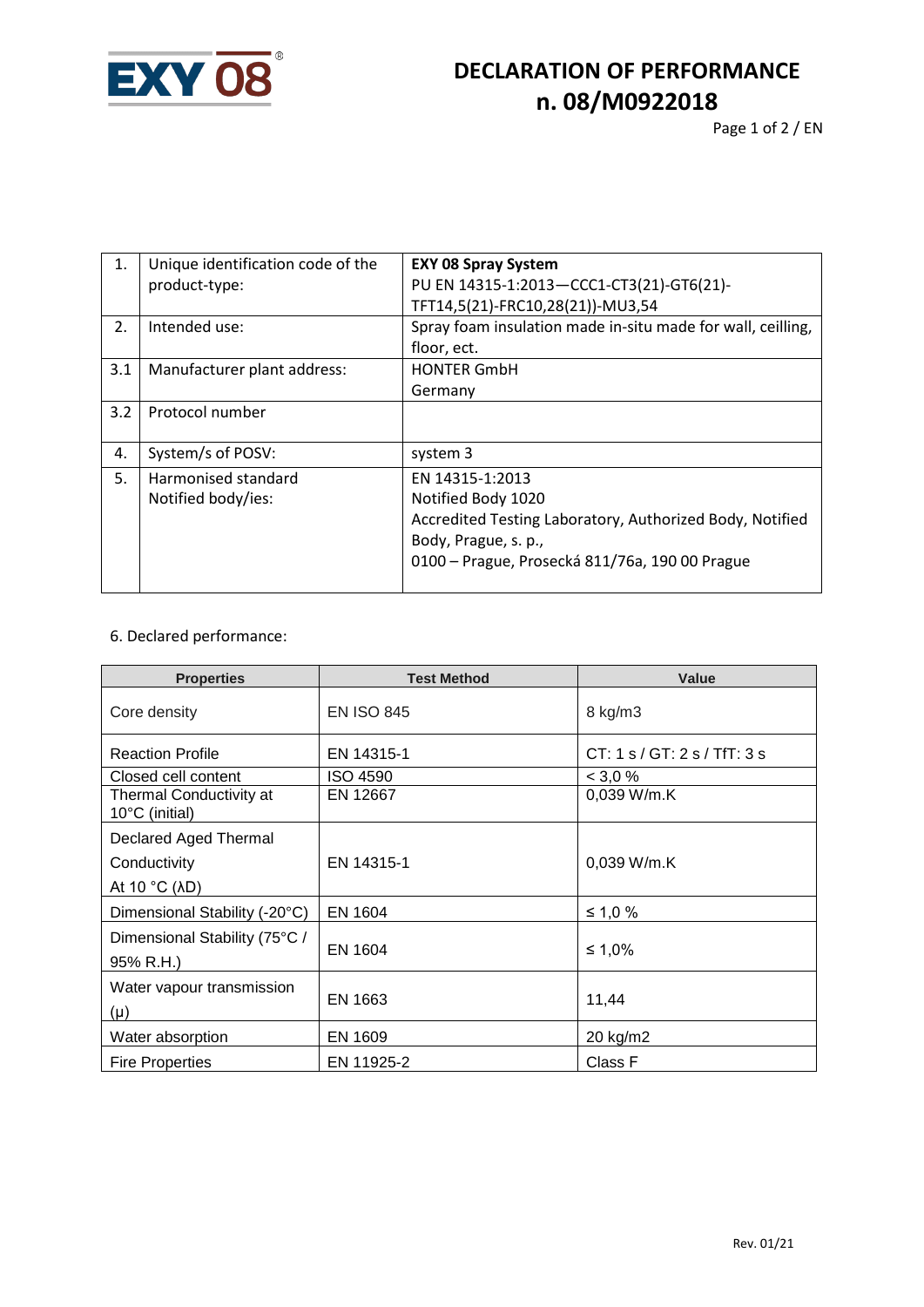EXY 08

# DECLARATION OF PERFORMANCE
# n. 08/M0922018

| | | |
|---|---|---|
| 1. | Unique identification code of the product-type: | **EXY 08 Spray System** PU EN 14315-1:2013—CCC1-CT3(21)-GT6(21)-TFT14,5(21)-FRC10,28(21))-MU3,54 |
| 2. | Intended use: | Spray foam insulation made in-situ made for wall, ceilling, floor, ect. |
| 3.1 | Manufacturer plant address: | HONTER GmbH Germany |
| 3.2 | Protocol number | |
| 4. | System/s of POSV: | system 3 |
| 5. | Harmonised standard Notified body/ies: | EN 14315-1:2013 Notified Body 1020 Accredited Testing Laboratory, Authorized Body, Notified Body, Prague, s. p., 0100 – Prague, Prosecká 811/76a, 190 00 Prague |

6. Declared performance:

| Properties | Test Method | Value |
|---|---|---|
| Core density | EN ISO 845 | 8 kg/m3 |
| Reaction Profile | EN 14315-1 | CT: 1 s / GT: 2 s / TfT: 3 s |
| Closed cell content | ISO 4590 | < 3,0 % |
| Thermal Conductivity at 10°C (initial) | EN 12667 | 0,039 W/m.K |
| Declared Aged Thermal Conductivity At 10 °C (λD) | EN 14315-1 | 0,039 W/m.K |
| Dimensional Stability (-20°C) | EN 1604 | ≤ 1,0 % |
| Dimensional Stability (75°C / 95% R.H.) | EN 1604 | ≤ 1,0% |
| Water vapour transmission (μ) | EN 1663 | 11,44 |
| Water absorption | EN 1609 | 20 kg/m2 |
| Fire Properties | EN 11925-2 | Class F |

Rev. 01/21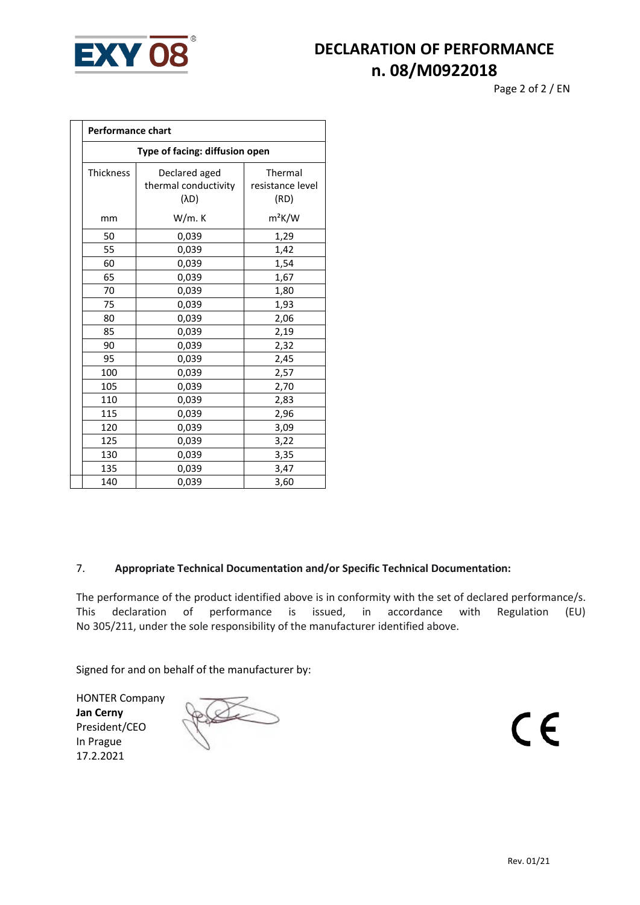# DECLARATION OF PERFORMANCE n. 08/M0922018

| Performance chart | | |
|---|---|---|
| **Type of facing: diffusion open** | | |
| Thickness | Declared aged thermal conductivity (λD) | Thermal resistance level (RD) |
| mm | W/m. K | m²K/W |
| 50 | 0,039 | 1,29 |
| 55 | 0,039 | 1,42 |
| 60 | 0,039 | 1,54 |
| 65 | 0,039 | 1,67 |
| 70 | 0,039 | 1,80 |
| 75 | 0,039 | 1,93 |
| 80 | 0,039 | 2,06 |
| 85 | 0,039 | 2,19 |
| 90 | 0,039 | 2,32 |
| 95 | 0,039 | 2,45 |
| 100 | 0,039 | 2,57 |
| 105 | 0,039 | 2,70 |
| 110 | 0,039 | 2,83 |
| 115 | 0,039 | 2,96 |
| 120 | 0,039 | 3,09 |
| 125 | 0,039 | 3,22 |
| 130 | 0,039 | 3,35 |
| 135 | 0,039 | 3,47 |
| 140 | 0,039 | 3,60 |

7. **Appropriate Technical Documentation and/or Specific Technical Documentation:**

The performance of the product identified above is in conformity with the set of declared performance/s. This declaration of performance is issued, in accordance with Regulation (EU) No 305/211, under the sole responsibility of the manufacturer identified above.

Signed for and on behalf of the manufacturer by:

HONTER Company
**Jan Cerny**
President/CEO
In Prague
17.2.2021

CE

Rev. 01/21